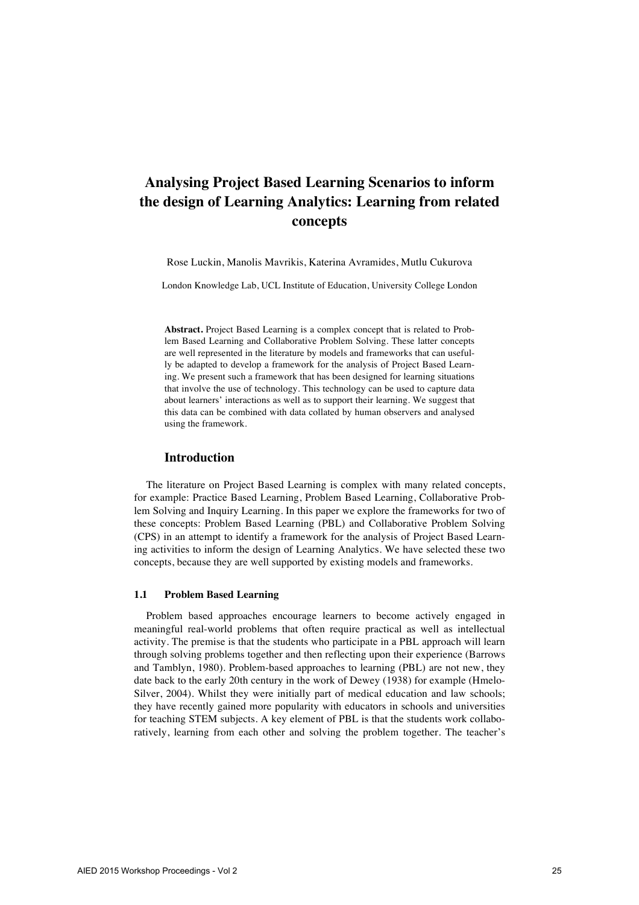# Analysing Project Based Learning Scenarios to inform the design of Learning Analytics: Learning from related concepts

Rose Luckin, Manolis Mavrikis, Katerina Avramides, Mutlu Cukurova

London Knowledge Lab, UCL Institute of Education, University College London

**Abstract.** Project Based Learning is a complex concept that is related to Problem Based Learning and Collaborative Problem Solving. These latter concepts are well represented in the literature by models and frameworks that can usefully be adapted to develop a framework for the analysis of Project Based Learning. We present such a framework that has been designed for learning situations that involve the use of technology. This technology can be used to capture data about learners' interactions as well as to support their learning. We suggest that this data can be combined with data collated by human observers and analysed using the framework.

## Introduction

The literature on Project Based Learning is complex with many related concepts, for example: Practice Based Learning, Problem Based Learning, Collaborative Problem Solving and Inquiry Learning. In this paper we explore the frameworks for two of these concepts: Problem Based Learning (PBL) and Collaborative Problem Solving (CPS) in an attempt to identify a framework for the analysis of Project Based Learning activities to inform the design of Learning Analytics. We have selected these two concepts, because they are well supported by existing models and frameworks.

### 1.1 Problem Based Learning

Problem based approaches encourage learners to become actively engaged in meaningful real-world problems that often require practical as well as intellectual activity. The premise is that the students who participate in a PBL approach will learn through solving problems together and then reflecting upon their experience (Barrows and Tamblyn, 1980). Problem-based approaches to learning (PBL) are not new, they date back to the early 20th century in the work of Dewey (1938) for example (Hmelo-Silver, 2004). Whilst they were initially part of medical education and law schools; they have recently gained more popularity with educators in schools and universities for teaching STEM subjects. A key element of PBL is that the students work collaboratively, learning from each other and solving the problem together. The teacher's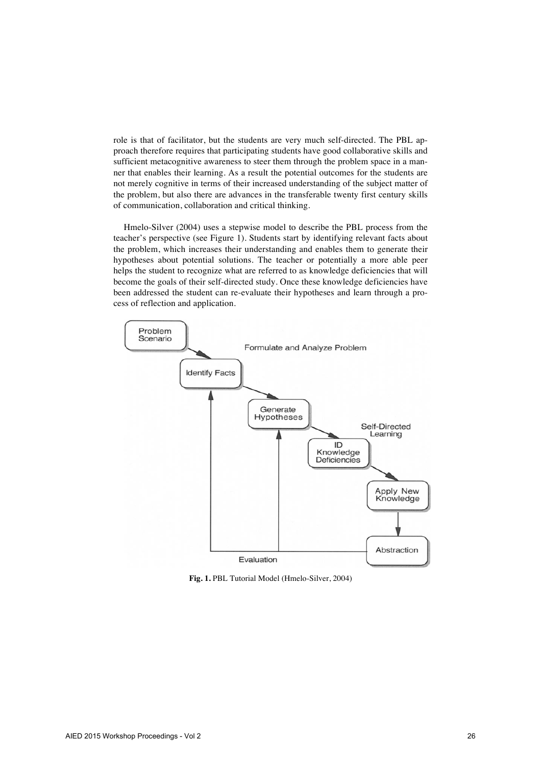role is that of facilitator, but the students are very much self-directed. The PBL approach therefore requires that participating students have good collaborative skills and sufficient metacognitive awareness to steer them through the problem space in a manner that enables their learning. As a result the potential outcomes for the students are not merely cognitive in terms of their increased understanding of the subject matter of the problem, but also there are advances in the transferable twenty first century skills of communication, collaboration and critical thinking.

Hmelo-Silver (2004) uses a stepwise model to describe the PBL process from the teacher's perspective (see Figure 1). Students start by identifying relevant facts about the problem, which increases their understanding and enables them to generate their hypotheses about potential solutions. The teacher or potentially a more able peer helps the student to recognize what are referred to as knowledge deficiencies that will become the goals of their self-directed study. Once these knowledge deficiencies have been addressed the student can re-evaluate their hypotheses and learn through a process of reflection and application.

**Fig. 1.** PBL Tutorial Model (Hmelo-Silver, 2004)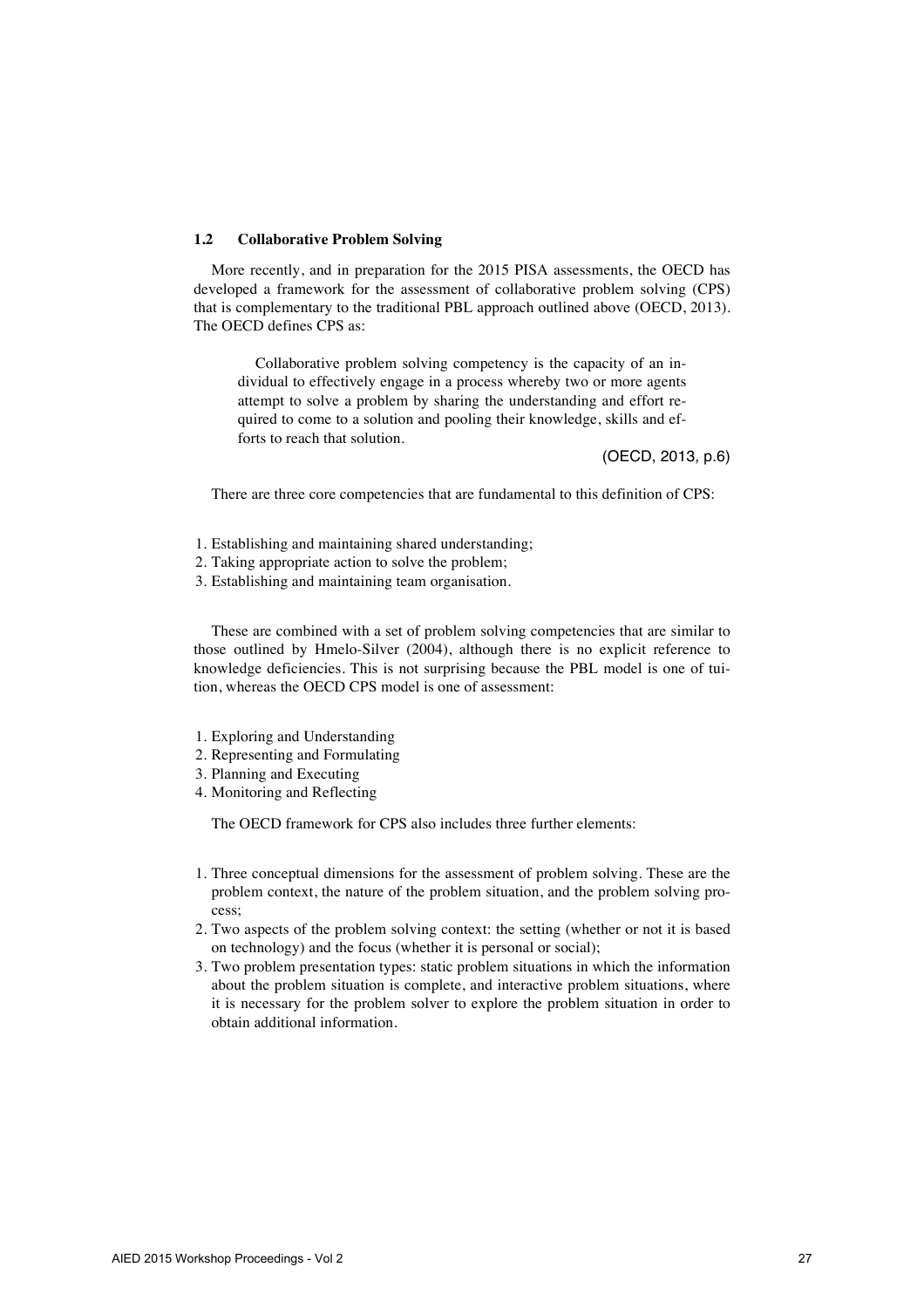### 1.2 Collaborative Problem Solving

More recently, and in preparation for the 2015 PISA assessments, the OECD has developed a framework for the assessment of collaborative problem solving (CPS) that is complementary to the traditional PBL approach outlined above (OECD, 2013). The OECD defines CPS as:

> Collaborative problem solving competency is the capacity of an individual to effectively engage in a process whereby two or more agents attempt to solve a problem by sharing the understanding and effort required to come to a solution and pooling their knowledge, skills and efforts to reach that solution.
>
> (OECD, 2013, p.6)

There are three core competencies that are fundamental to this definition of CPS:

1. Establishing and maintaining shared understanding;
2. Taking appropriate action to solve the problem;
3. Establishing and maintaining team organisation.

These are combined with a set of problem solving competencies that are similar to those outlined by Hmelo-Silver (2004), although there is no explicit reference to knowledge deficiencies. This is not surprising because the PBL model is one of tuition, whereas the OECD CPS model is one of assessment:

1. Exploring and Understanding
2. Representing and Formulating
3. Planning and Executing
4. Monitoring and Reflecting

The OECD framework for CPS also includes three further elements:

1. Three conceptual dimensions for the assessment of problem solving. These are the problem context, the nature of the problem situation, and the problem solving process;
2. Two aspects of the problem solving context: the setting (whether or not it is based on technology) and the focus (whether it is personal or social);
3. Two problem presentation types: static problem situations in which the information about the problem situation is complete, and interactive problem situations, where it is necessary for the problem solver to explore the problem situation in order to obtain additional information.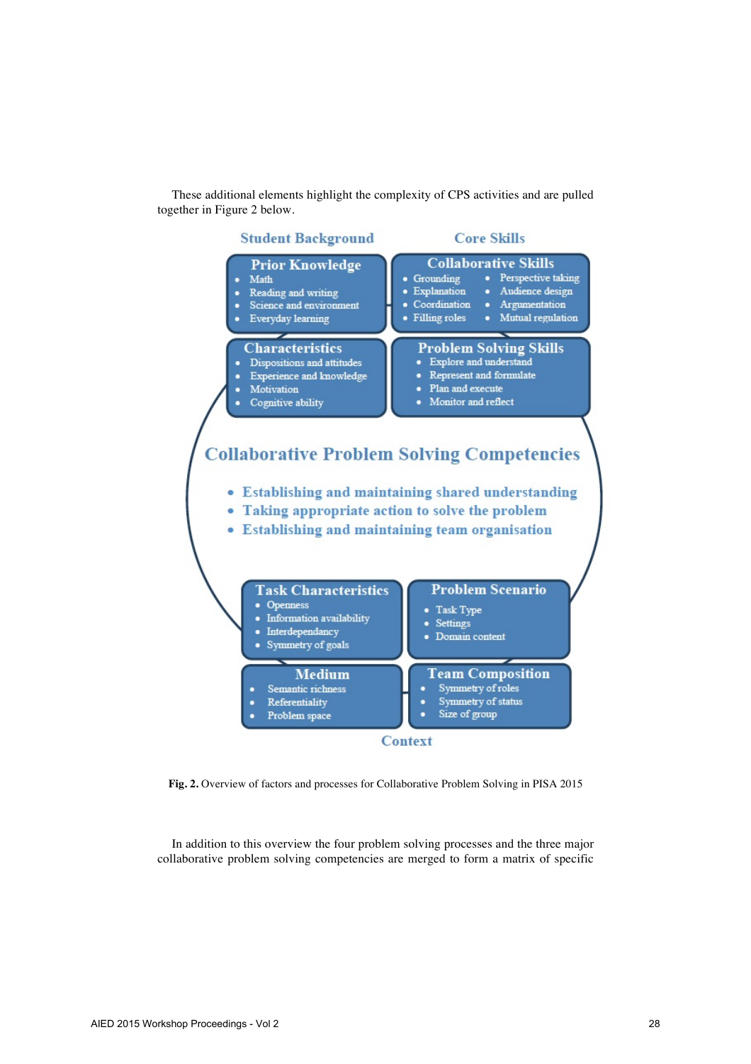These additional elements highlight the complexity of CPS activities and are pulled together in Figure 2 below.

**Student Background**

**Prior Knowledge**
- Math
- Reading and writing
- Science and environment
- Everyday learning

**Characteristics**
- Dispositions and attitudes
- Experience and knowledge
- Motivation
- Cognitive ability

**Core Skills**

**Collaborative Skills**
- Grounding
- Explanation
- Coordination
- Filling roles
- Perspective taking
- Audience design
- Argumentation
- Mutual regulation

**Problem Solving Skills**
- Explore and understand
- Represent and formulate
- Plan and execute
- Monitor and reflect

**Collaborative Problem Solving Competencies**
- Establishing and maintaining shared understanding
- Taking appropriate action to solve the problem
- Establishing and maintaining team organisation

**Task Characteristics**
- Openness
- Information availability
- Interdependancy
- Symmetry of goals

**Problem Scenario**
- Task Type
- Settings
- Domain content

**Medium**
- Semantic richness
- Referentiality
- Problem space

**Team Composition**
- Symmetry of roles
- Symmetry of status
- Size of group

**Context**

**Fig. 2.** Overview of factors and processes for Collaborative Problem Solving in PISA 2015

In addition to this overview the four problem solving processes and the three major collaborative problem solving competencies are merged to form a matrix of specific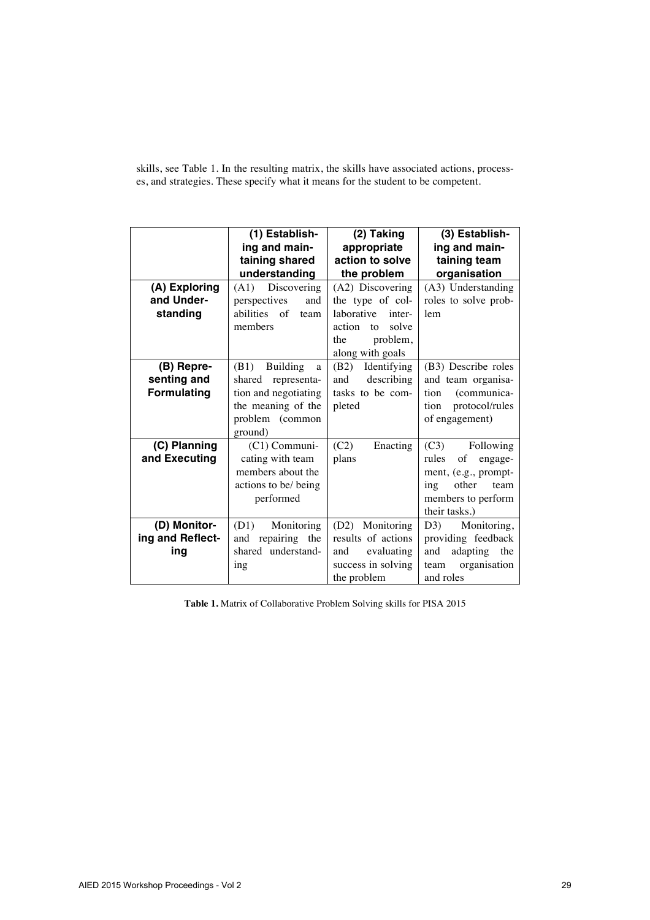skills, see Table 1. In the resulting matrix, the skills have associated actions, processes, and strategies. These specify what it means for the student to be competent.

| | **(1) Establishing and maintaining shared understanding** | **(2) Taking appropriate action to solve the problem** | **(3) Establishing and maintaining team organisation** |
|---|---|---|---|
| **(A) Exploring and Understanding** | (A1) Discovering perspectives and abilities of team members | (A2) Discovering the type of collaborative interaction to solve the problem, along with goals | (A3) Understanding roles to solve problem |
| **(B) Representing and Formulating** | (B1) Building a shared representation and negotiating the meaning of the problem (common ground) | (B2) Identifying and describing tasks to be completed | (B3) Describe roles and team organisation (communication protocol/rules of engagement) |
| **(C) Planning and Executing** | (C1) Communicating with team members about the actions to be/ being performed | (C2) Enacting plans | (C3) Following rules of engagement, (e.g., prompting other team members to perform their tasks.) |
| **(D) Monitoring and Reflecting** | (D1) Monitoring and repairing the shared understanding | (D2) Monitoring results of actions and evaluating success in solving the problem | D3) Monitoring, providing feedback and adapting the team organisation and roles |

**Table 1.** Matrix of Collaborative Problem Solving skills for PISA 2015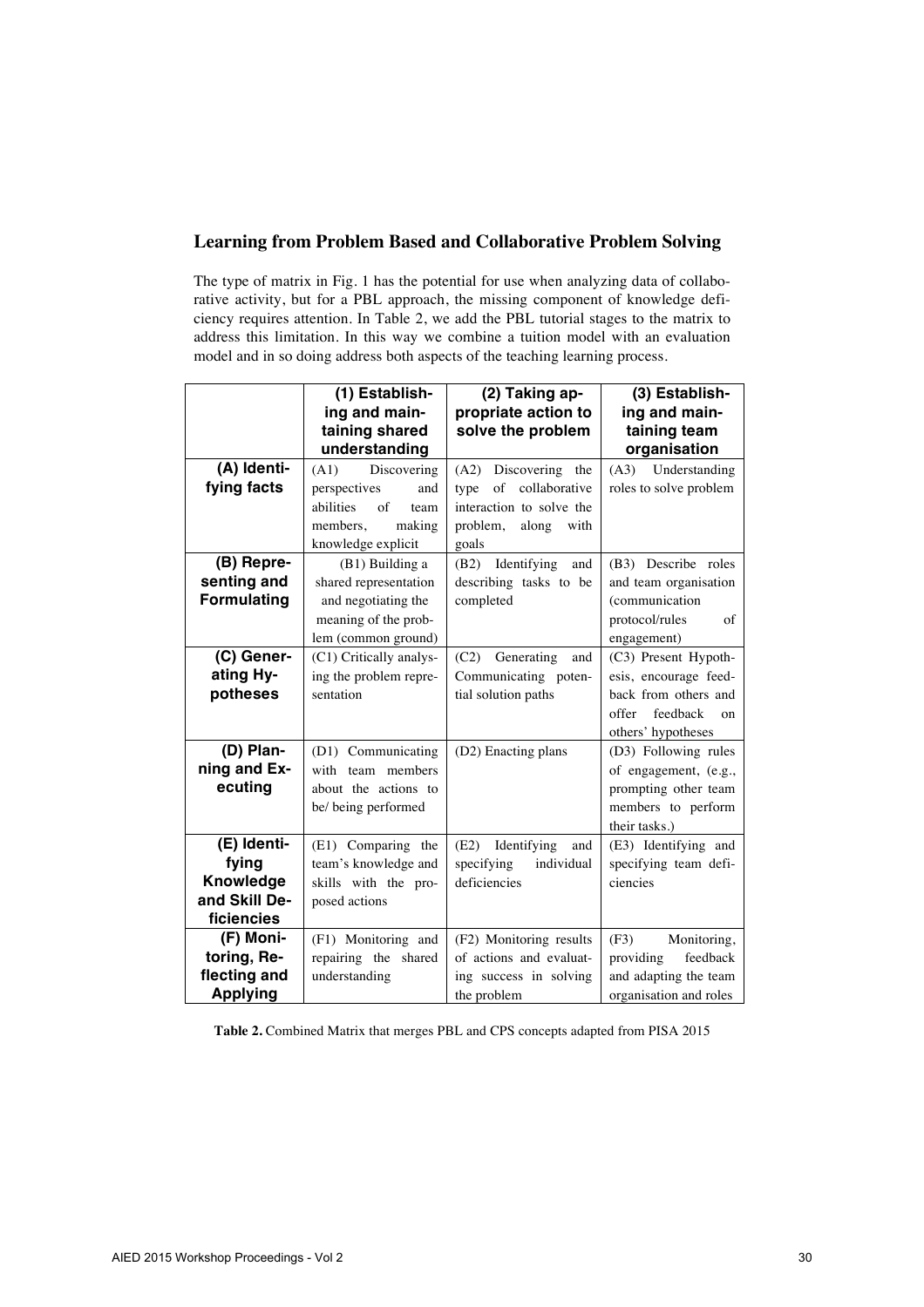## Learning from Problem Based and Collaborative Problem Solving

The type of matrix in Fig. 1 has the potential for use when analyzing data of collaborative activity, but for a PBL approach, the missing component of knowledge deficiency requires attention. In Table 2, we add the PBL tutorial stages to the matrix to address this limitation. In this way we combine a tuition model with an evaluation model and in so doing address both aspects of the teaching learning process.

| | (1) Establishing and maintaining shared understanding | (2) Taking appropriate action to solve the problem | (3) Establishing and maintaining team organisation |
|---|---|---|---|
| **(A) Identifying facts** | (A1) Discovering perspectives and abilities of team members, making knowledge explicit | (A2) Discovering the type of collaborative interaction to solve the problem, along with goals | (A3) Understanding roles to solve problem |
| **(B) Representing and Formulating** | (B1) Building a shared representation and negotiating the meaning of the problem (common ground) | (B2) Identifying and describing tasks to be completed | (B3) Describe roles and team organisation (communication protocol/rules of engagement) |
| **(C) Generating Hypotheses** | (C1) Critically analysing the problem representation | (C2) Generating and Communicating potential solution paths | (C3) Present Hypothesis, encourage feedback from others and offer feedback on others' hypotheses |
| **(D) Planning and Executing** | (D1) Communicating with team members about the actions to be/ being performed | (D2) Enacting plans | (D3) Following rules of engagement, (e.g., prompting other team members to perform their tasks.) |
| **(E) Identifying Knowledge and Skill Deficiencies** | (E1) Comparing the team's knowledge and skills with the proposed actions | (E2) Identifying and specifying individual deficiencies | (E3) Identifying and specifying team deficiencies |
| **(F) Monitoring, Reflecting and Applying** | (F1) Monitoring and repairing the shared understanding | (F2) Monitoring results of actions and evaluating success in solving the problem | (F3) Monitoring, providing feedback and adapting the team organisation and roles |

**Table 2.** Combined Matrix that merges PBL and CPS concepts adapted from PISA 2015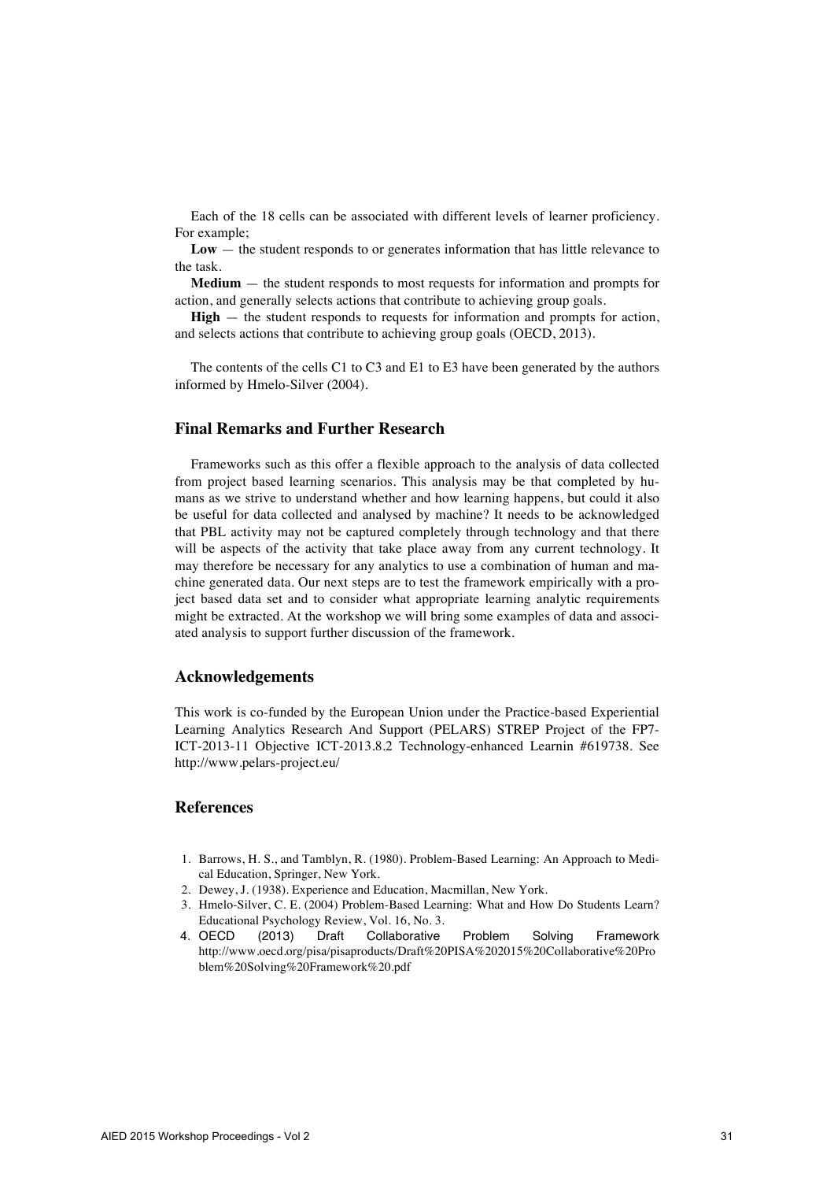Each of the 18 cells can be associated with different levels of learner proficiency. For example;

**Low** — the student responds to or generates information that has little relevance to the task.

**Medium** — the student responds to most requests for information and prompts for action, and generally selects actions that contribute to achieving group goals.

**High** — the student responds to requests for information and prompts for action, and selects actions that contribute to achieving group goals (OECD, 2013).

The contents of the cells C1 to C3 and E1 to E3 have been generated by the authors informed by Hmelo-Silver (2004).

## Final Remarks and Further Research

Frameworks such as this offer a flexible approach to the analysis of data collected from project based learning scenarios. This analysis may be that completed by humans as we strive to understand whether and how learning happens, but could it also be useful for data collected and analysed by machine? It needs to be acknowledged that PBL activity may not be captured completely through technology and that there will be aspects of the activity that take place away from any current technology. It may therefore be necessary for any analytics to use a combination of human and machine generated data. Our next steps are to test the framework empirically with a project based data set and to consider what appropriate learning analytic requirements might be extracted. At the workshop we will bring some examples of data and associated analysis to support further discussion of the framework.

## Acknowledgements

This work is co-funded by the European Union under the Practice-based Experiential Learning Analytics Research And Support (PELARS) STREP Project of the FP7-ICT-2013-11 Objective ICT-2013.8.2 Technology-enhanced Learnin #619738. See http://www.pelars-project.eu/

## References

1. Barrows, H. S., and Tamblyn, R. (1980). Problem-Based Learning: An Approach to Medical Education, Springer, New York.
2. Dewey, J. (1938). Experience and Education, Macmillan, New York.
3. Hmelo-Silver, C. E. (2004) Problem-Based Learning: What and How Do Students Learn? Educational Psychology Review, Vol. 16, No. 3.
4. OECD (2013) Draft Collaborative Problem Solving Framework http://www.oecd.org/pisa/pisaproducts/Draft%20PISA%202015%20Collaborative%20Problem%20Solving%20Framework%20.pdf